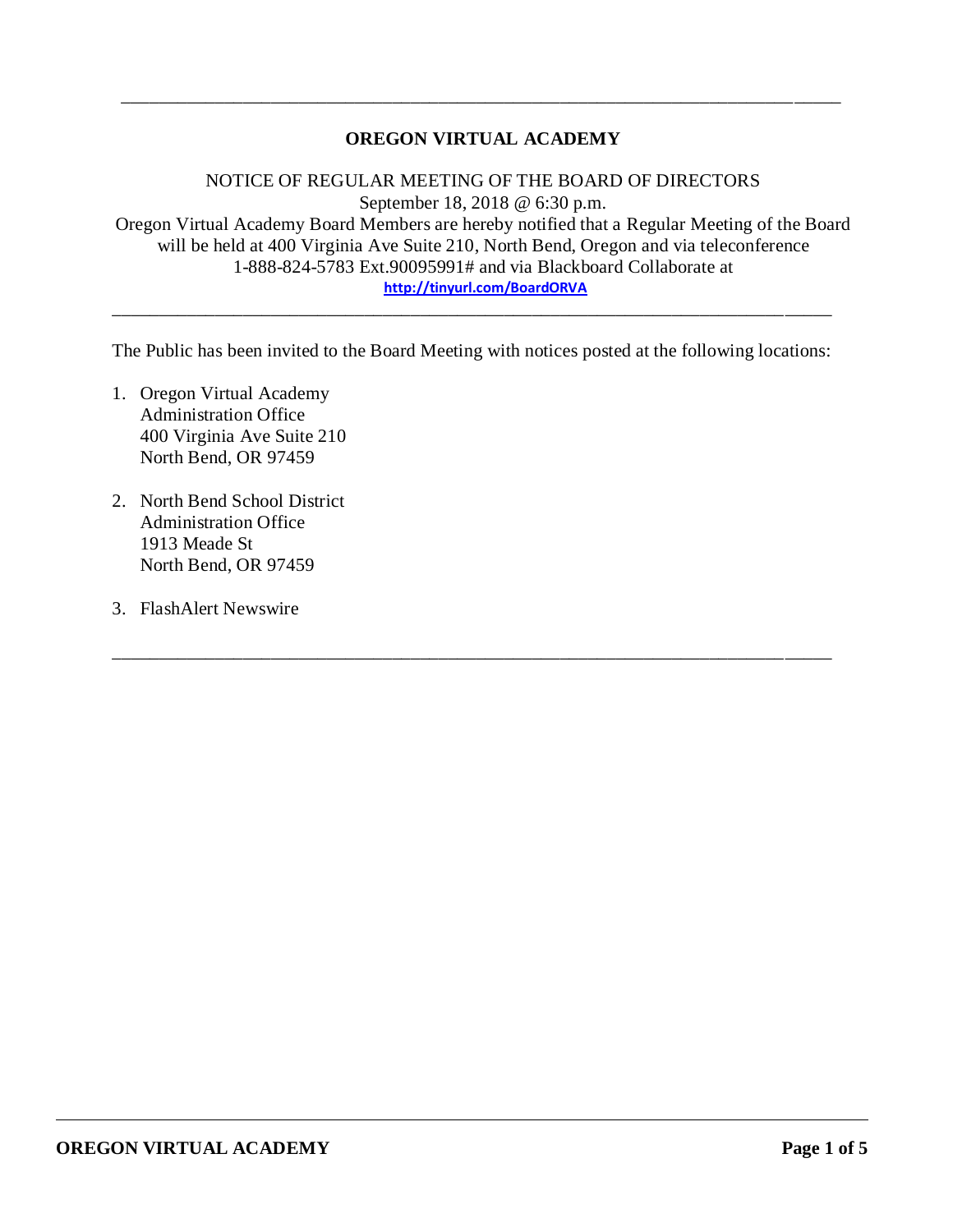# OREGON VIRTUAL ACADEMY

NOTICE OF REGULAR MEETING OF THE BOARD OF DIRECTORS
September 18, 2018 @ 6:30 p.m.
Oregon Virtual Academy Board Members are hereby notified that a Regular Meeting of the Board will be held at 400 Virginia Ave Suite 210, North Bend, Oregon and via teleconference 1-888-824-5783 Ext.90095991# and via Blackboard Collaborate at
http://tinyurl.com/BoardORVA

---

The Public has been invited to the Board Meeting with notices posted at the following locations:

1. Oregon Virtual Academy
   Administration Office
   400 Virginia Ave Suite 210
   North Bend, OR 97459

2. North Bend School District
   Administration Office
   1913 Meade St
   North Bend, OR 97459

3. FlashAlert Newswire

---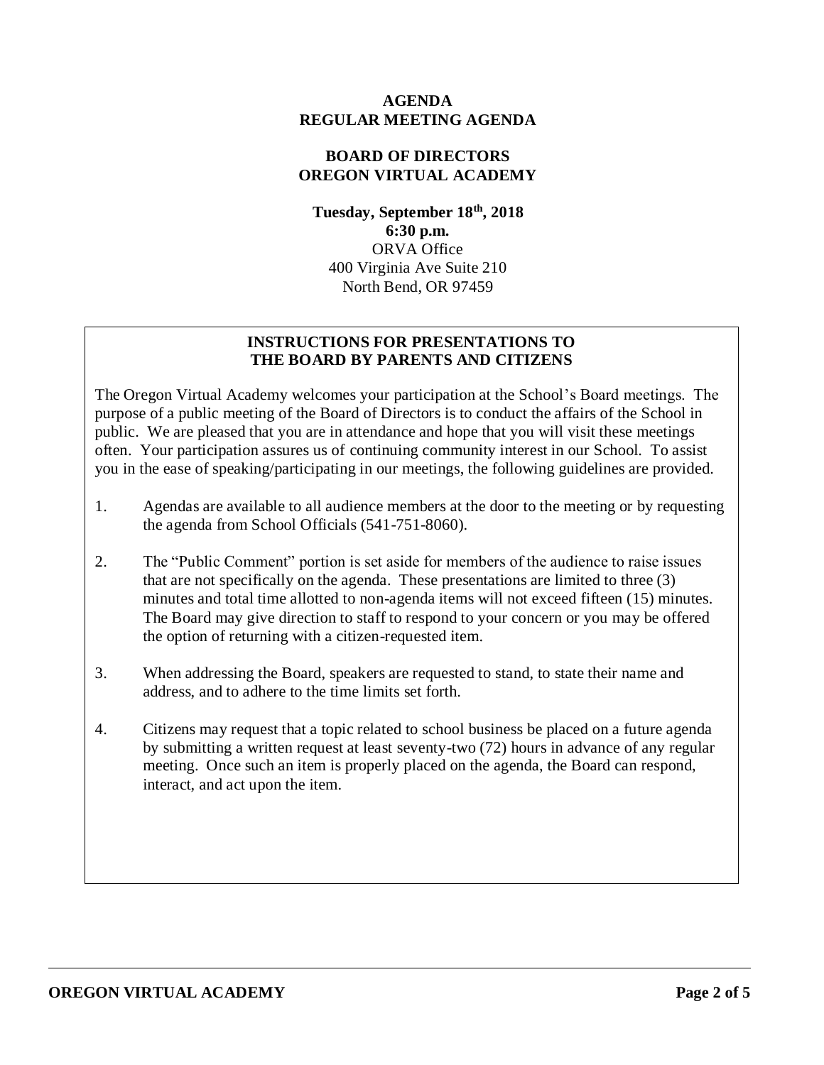**AGENDA**
**REGULAR MEETING AGENDA**

**BOARD OF DIRECTORS**
**OREGON VIRTUAL ACADEMY**

**Tuesday, September 18th, 2018**
**6:30 p.m.**
ORVA Office
400 Virginia Ave Suite 210
North Bend, OR 97459

## INSTRUCTIONS FOR PRESENTATIONS TO THE BOARD BY PARENTS AND CITIZENS

The Oregon Virtual Academy welcomes your participation at the School's Board meetings. The purpose of a public meeting of the Board of Directors is to conduct the affairs of the School in public. We are pleased that you are in attendance and hope that you will visit these meetings often. Your participation assures us of continuing community interest in our School. To assist you in the ease of speaking/participating in our meetings, the following guidelines are provided.

1. Agendas are available to all audience members at the door to the meeting or by requesting the agenda from School Officials (541-751-8060).

2. The "Public Comment" portion is set aside for members of the audience to raise issues that are not specifically on the agenda. These presentations are limited to three (3) minutes and total time allotted to non-agenda items will not exceed fifteen (15) minutes. The Board may give direction to staff to respond to your concern or you may be offered the option of returning with a citizen-requested item.

3. When addressing the Board, speakers are requested to stand, to state their name and address, and to adhere to the time limits set forth.

4. Citizens may request that a topic related to school business be placed on a future agenda by submitting a written request at least seventy-two (72) hours in advance of any regular meeting. Once such an item is properly placed on the agenda, the Board can respond, interact, and act upon the item.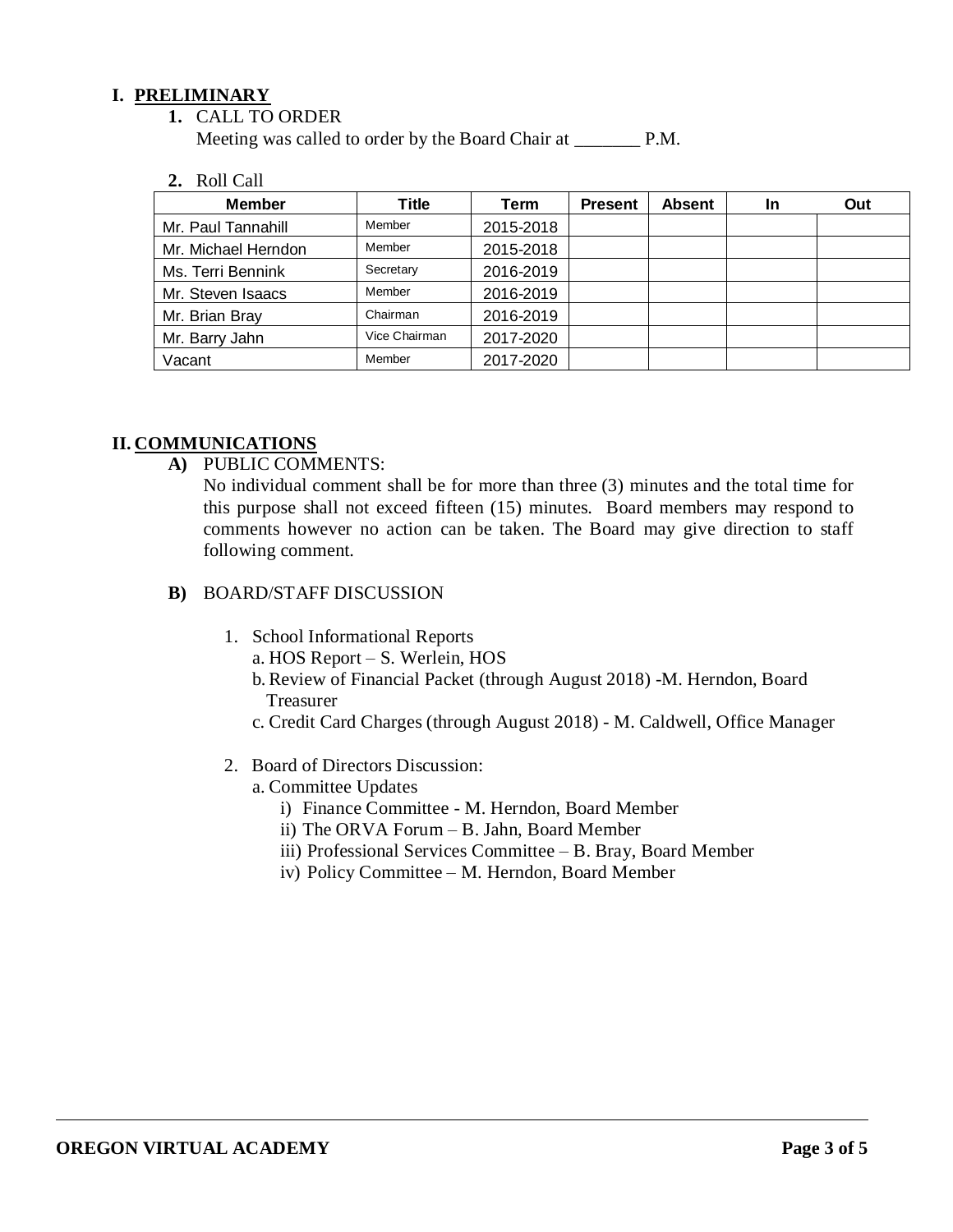## I. PRELIMINARY

**1.** CALL TO ORDER

Meeting was called to order by the Board Chair at _______ P.M.

**2.** Roll Call

| Member | Title | Term | Present | Absent | In | Out |
|---|---|---|---|---|---|---|
| Mr. Paul Tannahill | Member | 2015-2018 | | | | |
| Mr. Michael Herndon | Member | 2015-2018 | | | | |
| Ms. Terri Bennink | Secretary | 2016-2019 | | | | |
| Mr. Steven Isaacs | Member | 2016-2019 | | | | |
| Mr. Brian Bray | Chairman | 2016-2019 | | | | |
| Mr. Barry Jahn | Vice Chairman | 2017-2020 | | | | |
| Vacant | Member | 2017-2020 | | | | |

## II. COMMUNICATIONS

**A)** PUBLIC COMMENTS:

No individual comment shall be for more than three (3) minutes and the total time for this purpose shall not exceed fifteen (15) minutes. Board members may respond to comments however no action can be taken. The Board may give direction to staff following comment.

**B)** BOARD/STAFF DISCUSSION

1. School Informational Reports
   - a. HOS Report – S. Werlein, HOS
   - b. Review of Financial Packet (through August 2018) -M. Herndon, Board Treasurer
   - c. Credit Card Charges (through August 2018) - M. Caldwell, Office Manager

2. Board of Directors Discussion:
   - a. Committee Updates
     - i) Finance Committee - M. Herndon, Board Member
     - ii) The ORVA Forum – B. Jahn, Board Member
     - iii) Professional Services Committee – B. Bray, Board Member
     - iv) Policy Committee – M. Herndon, Board Member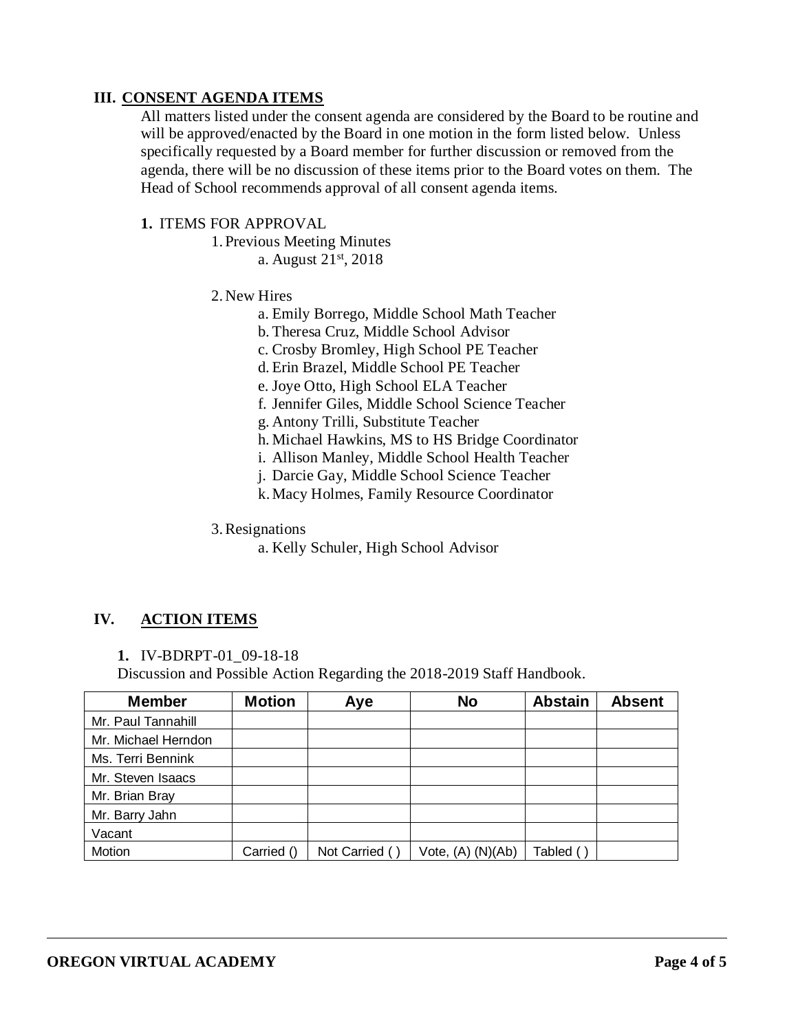## III. CONSENT AGENDA ITEMS

All matters listed under the consent agenda are considered by the Board to be routine and will be approved/enacted by the Board in one motion in the form listed below. Unless specifically requested by a Board member for further discussion or removed from the agenda, there will be no discussion of these items prior to the Board votes on them. The Head of School recommends approval of all consent agenda items.

**1.** ITEMS FOR APPROVAL

1. Previous Meeting Minutes
   a. August 21st, 2018

2. New Hires
   a. Emily Borrego, Middle School Math Teacher
   b. Theresa Cruz, Middle School Advisor
   c. Crosby Bromley, High School PE Teacher
   d. Erin Brazel, Middle School PE Teacher
   e. Joye Otto, High School ELA Teacher
   f. Jennifer Giles, Middle School Science Teacher
   g. Antony Trilli, Substitute Teacher
   h. Michael Hawkins, MS to HS Bridge Coordinator
   i. Allison Manley, Middle School Health Teacher
   j. Darcie Gay, Middle School Science Teacher
   k. Macy Holmes, Family Resource Coordinator

3. Resignations
   a. Kelly Schuler, High School Advisor

## IV. ACTION ITEMS

**1.** IV-BDRPT-01_09-18-18
Discussion and Possible Action Regarding the 2018-2019 Staff Handbook.

| Member | Motion | Aye | No | Abstain | Absent |
|---|---|---|---|---|---|
| Mr. Paul Tannahill | | | | | |
| Mr. Michael Herndon | | | | | |
| Ms. Terri Bennink | | | | | |
| Mr. Steven Isaacs | | | | | |
| Mr. Brian Bray | | | | | |
| Mr. Barry Jahn | | | | | |
| Vacant | | | | | |
| Motion | Carried () | Not Carried ( ) | Vote, (A) (N)(Ab) | Tabled ( ) | |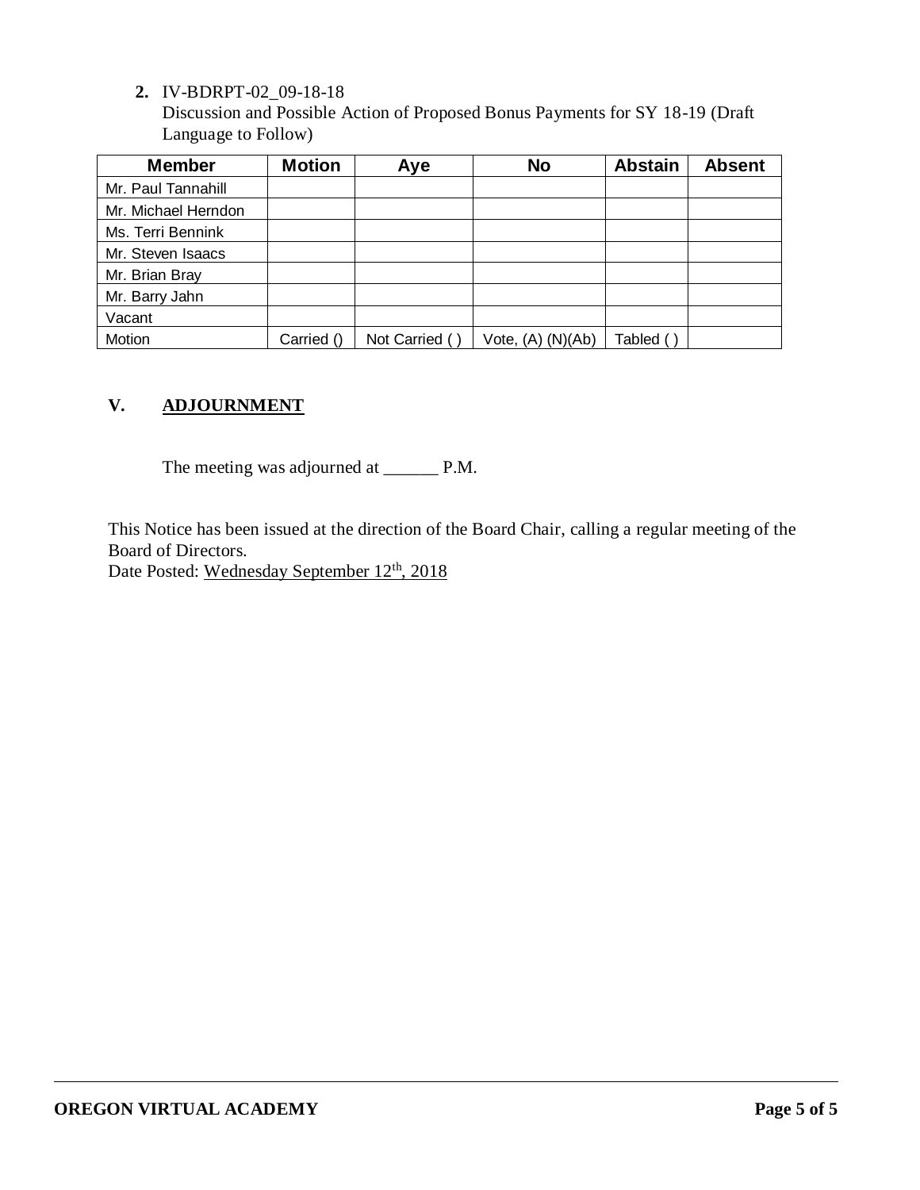2. IV-BDRPT-02_09-18-18
   Discussion and Possible Action of Proposed Bonus Payments for SY 18-19 (Draft Language to Follow)

| Member | Motion | Aye | No | Abstain | Absent |
|---|---|---|---|---|---|
| Mr. Paul Tannahill | | | | | |
| Mr. Michael Herndon | | | | | |
| Ms. Terri Bennink | | | | | |
| Mr. Steven Isaacs | | | | | |
| Mr. Brian Bray | | | | | |
| Mr. Barry Jahn | | | | | |
| Vacant | | | | | |
| Motion | Carried () | Not Carried ( ) | Vote, (A) (N)(Ab) | Tabled ( ) | |

## V. ADJOURNMENT

The meeting was adjourned at ______ P.M.

This Notice has been issued at the direction of the Board Chair, calling a regular meeting of the Board of Directors.
Date Posted: Wednesday September 12th, 2018